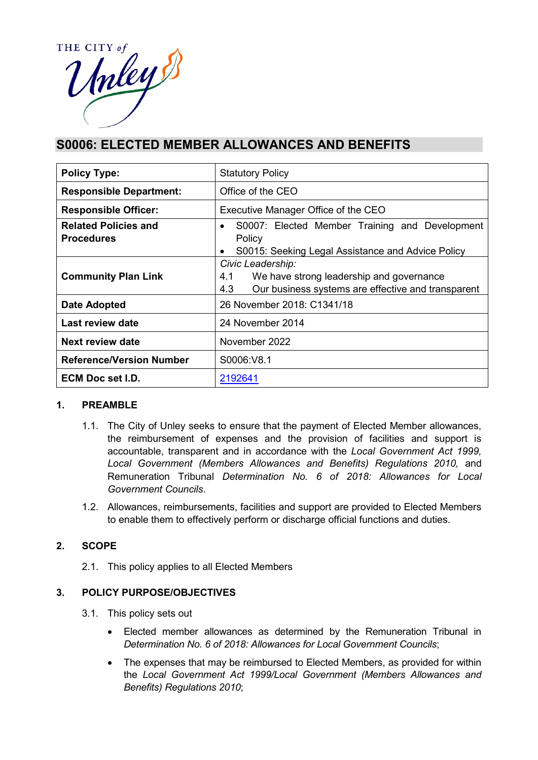THE CITY of Unley

# S0006: ELECTED MEMBER ALLOWANCES AND BENEFITS

| | |
|---|---|
| **Policy Type:** | Statutory Policy |
| **Responsible Department:** | Office of the CEO |
| **Responsible Officer:** | Executive Manager Office of the CEO |
| **Related Policies and Procedures** | • S0007: Elected Member Training and Development Policy<br>• S0015: Seeking Legal Assistance and Advice Policy |
| **Community Plan Link** | *Civic Leadership:*<br>4.1 We have strong leadership and governance<br>4.3 Our business systems are effective and transparent |
| **Date Adopted** | 26 November 2018: C1341/18 |
| **Last review date** | 24 November 2014 |
| **Next review date** | November 2022 |
| **Reference/Version Number** | S0006:V8.1 |
| **ECM Doc set I.D.** | 2192641 |

## 1. PREAMBLE

1.1. The City of Unley seeks to ensure that the payment of Elected Member allowances, the reimbursement of expenses and the provision of facilities and support is accountable, transparent and in accordance with the *Local Government Act 1999, Local Government (Members Allowances and Benefits) Regulations 2010,* and Remuneration Tribunal *Determination No. 6 of 2018: Allowances for Local Government Councils*.

1.2. Allowances, reimbursements, facilities and support are provided to Elected Members to enable them to effectively perform or discharge official functions and duties.

## 2. SCOPE

2.1. This policy applies to all Elected Members

## 3. POLICY PURPOSE/OBJECTIVES

3.1. This policy sets out

- Elected member allowances as determined by the Remuneration Tribunal in *Determination No. 6 of 2018: Allowances for Local Government Councils*;
- The expenses that may be reimbursed to Elected Members, as provided for within the *Local Government Act 1999/Local Government (Members Allowances and Benefits) Regulations 2010*;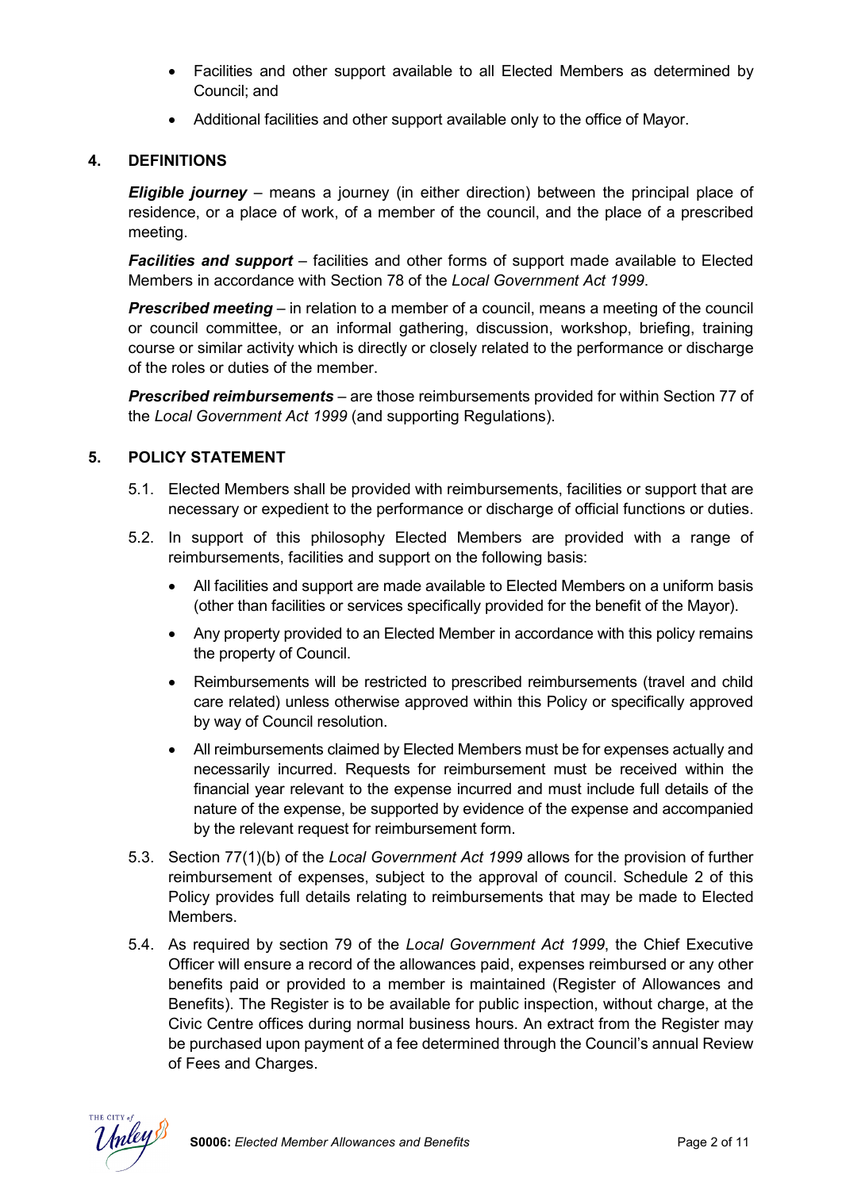- Facilities and other support available to all Elected Members as determined by Council; and
- Additional facilities and other support available only to the office of Mayor.

## 4. DEFINITIONS

***Eligible journey*** – means a journey (in either direction) between the principal place of residence, or a place of work, of a member of the council, and the place of a prescribed meeting.

***Facilities and support*** – facilities and other forms of support made available to Elected Members in accordance with Section 78 of the *Local Government Act 1999*.

***Prescribed meeting*** – in relation to a member of a council, means a meeting of the council or council committee, or an informal gathering, discussion, workshop, briefing, training course or similar activity which is directly or closely related to the performance or discharge of the roles or duties of the member.

***Prescribed reimbursements*** – are those reimbursements provided for within Section 77 of the *Local Government Act 1999* (and supporting Regulations).

## 5. POLICY STATEMENT

5.1. Elected Members shall be provided with reimbursements, facilities or support that are necessary or expedient to the performance or discharge of official functions or duties.

5.2. In support of this philosophy Elected Members are provided with a range of reimbursements, facilities and support on the following basis:

- All facilities and support are made available to Elected Members on a uniform basis (other than facilities or services specifically provided for the benefit of the Mayor).
- Any property provided to an Elected Member in accordance with this policy remains the property of Council.
- Reimbursements will be restricted to prescribed reimbursements (travel and child care related) unless otherwise approved within this Policy or specifically approved by way of Council resolution.
- All reimbursements claimed by Elected Members must be for expenses actually and necessarily incurred. Requests for reimbursement must be received within the financial year relevant to the expense incurred and must include full details of the nature of the expense, be supported by evidence of the expense and accompanied by the relevant request for reimbursement form.

5.3. Section 77(1)(b) of the *Local Government Act 1999* allows for the provision of further reimbursement of expenses, subject to the approval of council. Schedule 2 of this Policy provides full details relating to reimbursements that may be made to Elected Members.

5.4. As required by section 79 of the *Local Government Act 1999*, the Chief Executive Officer will ensure a record of the allowances paid, expenses reimbursed or any other benefits paid or provided to a member is maintained (Register of Allowances and Benefits). The Register is to be available for public inspection, without charge, at the Civic Centre offices during normal business hours. An extract from the Register may be purchased upon payment of a fee determined through the Council's annual Review of Fees and Charges.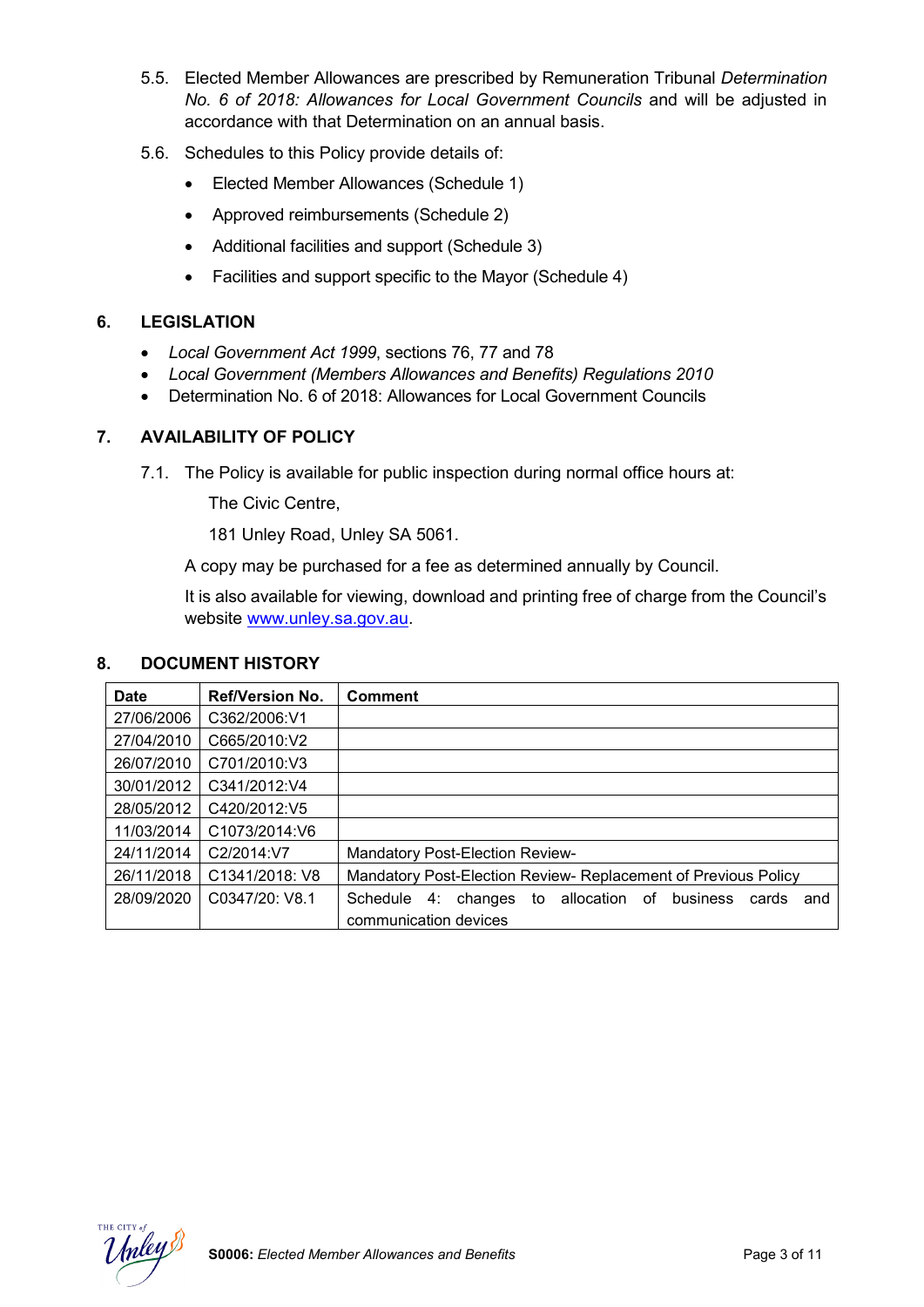5.5. Elected Member Allowances are prescribed by Remuneration Tribunal *Determination No. 6 of 2018: Allowances for Local Government Councils* and will be adjusted in accordance with that Determination on an annual basis.

5.6. Schedules to this Policy provide details of:

- Elected Member Allowances (Schedule 1)
- Approved reimbursements (Schedule 2)
- Additional facilities and support (Schedule 3)
- Facilities and support specific to the Mayor (Schedule 4)

## 6. LEGISLATION

- *Local Government Act 1999*, sections 76, 77 and 78
- *Local Government (Members Allowances and Benefits) Regulations 2010*
- Determination No. 6 of 2018: Allowances for Local Government Councils

## 7. AVAILABILITY OF POLICY

7.1. The Policy is available for public inspection during normal office hours at:

The Civic Centre,

181 Unley Road, Unley SA 5061.

A copy may be purchased for a fee as determined annually by Council.

It is also available for viewing, download and printing free of charge from the Council's website www.unley.sa.gov.au.

## 8. DOCUMENT HISTORY

| Date | Ref/Version No. | Comment |
|---|---|---|
| 27/06/2006 | C362/2006:V1 | |
| 27/04/2010 | C665/2010:V2 | |
| 26/07/2010 | C701/2010:V3 | |
| 30/01/2012 | C341/2012:V4 | |
| 28/05/2012 | C420/2012:V5 | |
| 11/03/2014 | C1073/2014:V6 | |
| 24/11/2014 | C2/2014:V7 | Mandatory Post-Election Review- |
| 26/11/2018 | C1341/2018: V8 | Mandatory Post-Election Review- Replacement of Previous Policy |
| 28/09/2020 | C0347/20: V8.1 | Schedule 4: changes to allocation of business cards and communication devices |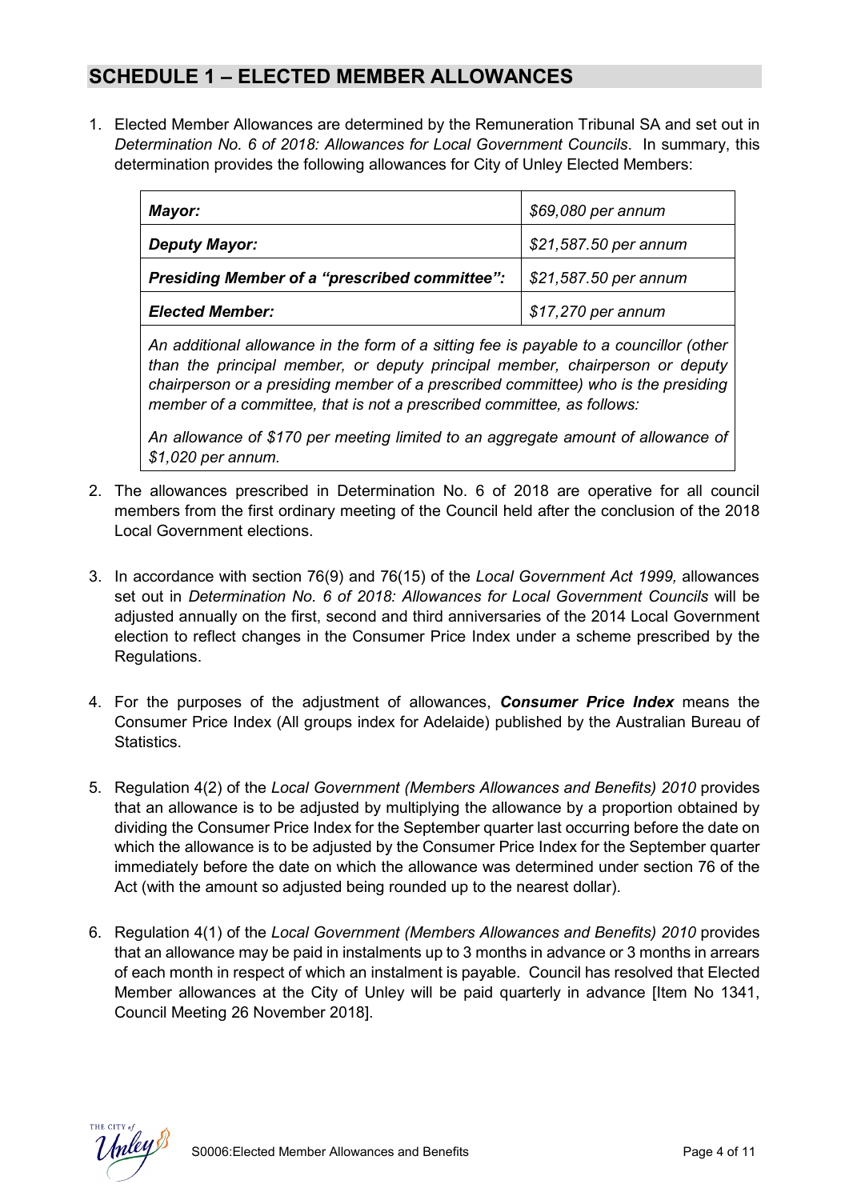## SCHEDULE 1 – ELECTED MEMBER ALLOWANCES

1. Elected Member Allowances are determined by the Remuneration Tribunal SA and set out in *Determination No. 6 of 2018: Allowances for Local Government Councils*. In summary, this determination provides the following allowances for City of Unley Elected Members:

| | |
|---|---|
| ***Mayor:*** | *$69,080 per annum* |
| ***Deputy Mayor:*** | *$21,587.50 per annum* |
| ***Presiding Member of a "prescribed committee":*** | *$21,587.50 per annum* |
| ***Elected Member:*** | *$17,270 per annum* |
| *An additional allowance in the form of a sitting fee is payable to a councillor (other than the principal member, or deputy principal member, chairperson or deputy chairperson or a presiding member of a prescribed committee) who is the presiding member of a committee, that is not a prescribed committee, as follows:* <br><br> *An allowance of $170 per meeting limited to an aggregate amount of allowance of $1,020 per annum.* | |

2. The allowances prescribed in Determination No. 6 of 2018 are operative for all council members from the first ordinary meeting of the Council held after the conclusion of the 2018 Local Government elections.

3. In accordance with section 76(9) and 76(15) of the *Local Government Act 1999,* allowances set out in *Determination No. 6 of 2018: Allowances for Local Government Councils* will be adjusted annually on the first, second and third anniversaries of the 2014 Local Government election to reflect changes in the Consumer Price Index under a scheme prescribed by the Regulations.

4. For the purposes of the adjustment of allowances, ***Consumer Price Index*** means the Consumer Price Index (All groups index for Adelaide) published by the Australian Bureau of Statistics.

5. Regulation 4(2) of the *Local Government (Members Allowances and Benefits) 2010* provides that an allowance is to be adjusted by multiplying the allowance by a proportion obtained by dividing the Consumer Price Index for the September quarter last occurring before the date on which the allowance is to be adjusted by the Consumer Price Index for the September quarter immediately before the date on which the allowance was determined under section 76 of the Act (with the amount so adjusted being rounded up to the nearest dollar).

6. Regulation 4(1) of the *Local Government (Members Allowances and Benefits) 2010* provides that an allowance may be paid in instalments up to 3 months in advance or 3 months in arrears of each month in respect of which an instalment is payable. Council has resolved that Elected Member allowances at the City of Unley will be paid quarterly in advance [Item No 1341, Council Meeting 26 November 2018].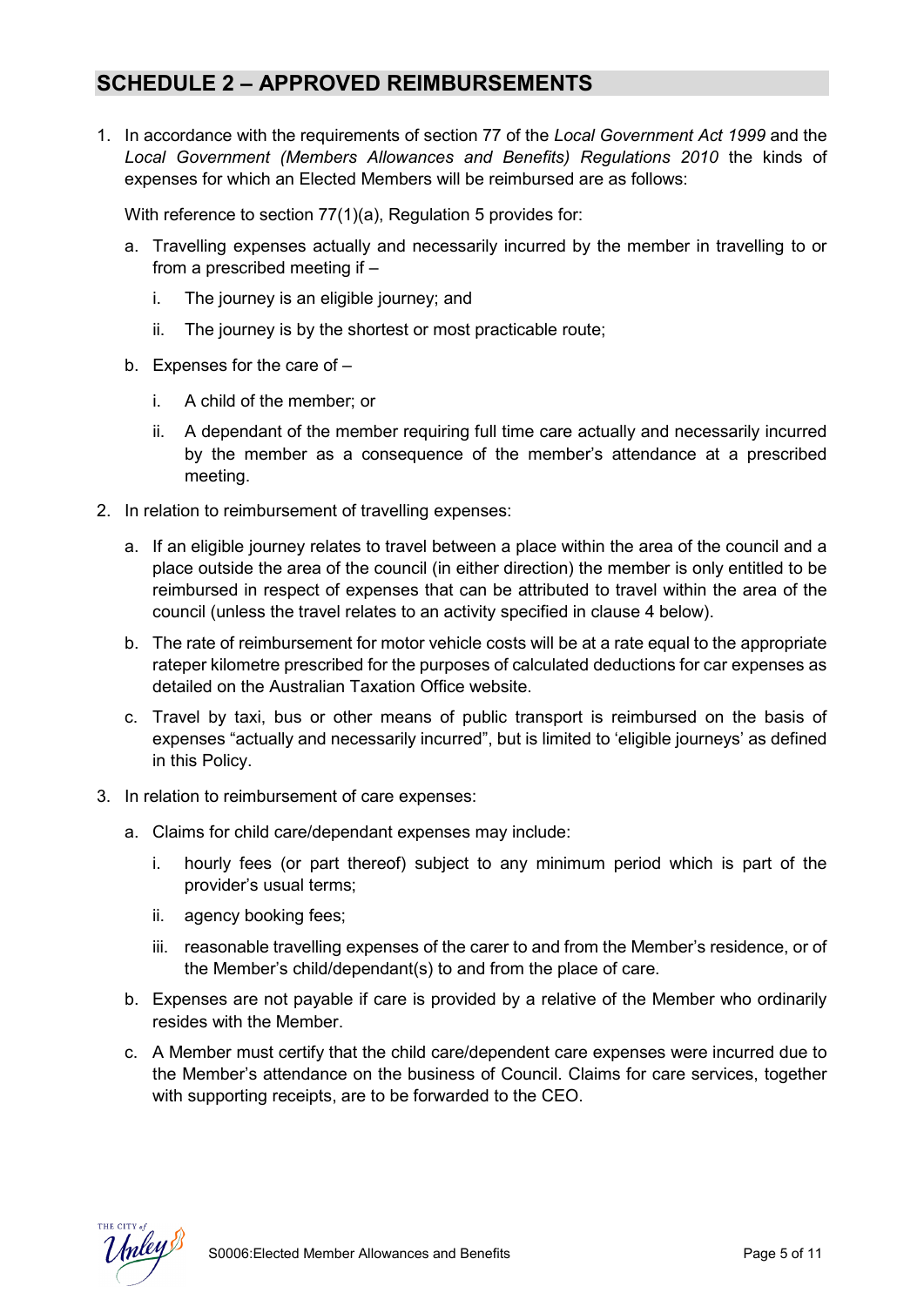## SCHEDULE 2 – APPROVED REIMBURSEMENTS

1. In accordance with the requirements of section 77 of the *Local Government Act 1999* and the *Local Government (Members Allowances and Benefits) Regulations 2010* the kinds of expenses for which an Elected Members will be reimbursed are as follows:

   With reference to section 77(1)(a), Regulation 5 provides for:

   a. Travelling expenses actually and necessarily incurred by the member in travelling to or from a prescribed meeting if –
      i. The journey is an eligible journey; and
      ii. The journey is by the shortest or most practicable route;

   b. Expenses for the care of –
      i. A child of the member; or
      ii. A dependant of the member requiring full time care actually and necessarily incurred by the member as a consequence of the member's attendance at a prescribed meeting.

2. In relation to reimbursement of travelling expenses:

   a. If an eligible journey relates to travel between a place within the area of the council and a place outside the area of the council (in either direction) the member is only entitled to be reimbursed in respect of expenses that can be attributed to travel within the area of the council (unless the travel relates to an activity specified in clause 4 below).

   b. The rate of reimbursement for motor vehicle costs will be at a rate equal to the appropriate rateper kilometre prescribed for the purposes of calculated deductions for car expenses as detailed on the Australian Taxation Office website.

   c. Travel by taxi, bus or other means of public transport is reimbursed on the basis of expenses "actually and necessarily incurred", but is limited to 'eligible journeys' as defined in this Policy.

3. In relation to reimbursement of care expenses:

   a. Claims for child care/dependant expenses may include:
      i. hourly fees (or part thereof) subject to any minimum period which is part of the provider's usual terms;
      ii. agency booking fees;
      iii. reasonable travelling expenses of the carer to and from the Member's residence, or of the Member's child/dependant(s) to and from the place of care.

   b. Expenses are not payable if care is provided by a relative of the Member who ordinarily resides with the Member.

   c. A Member must certify that the child care/dependent care expenses were incurred due to the Member's attendance on the business of Council. Claims for care services, together with supporting receipts, are to be forwarded to the CEO.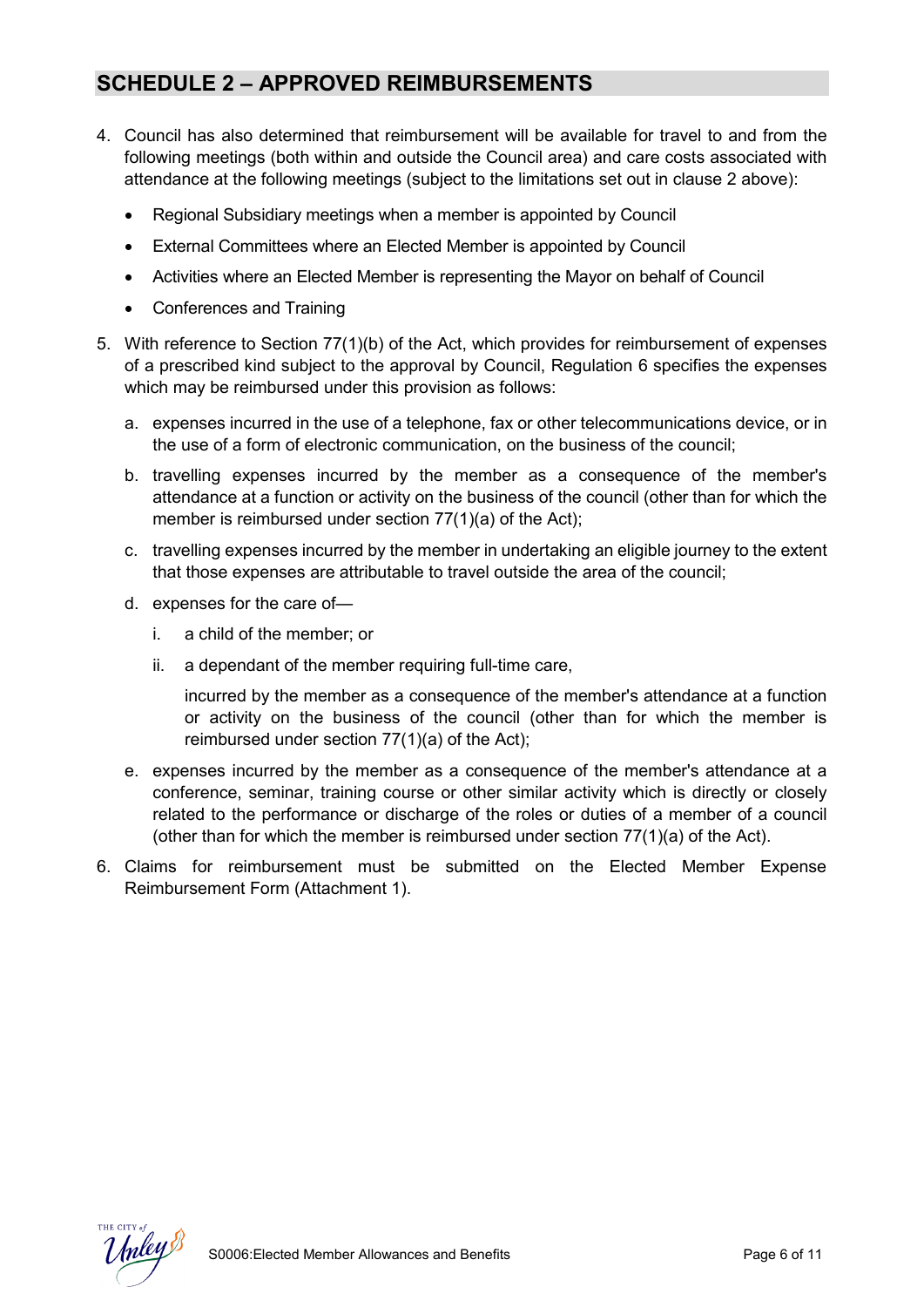## SCHEDULE 2 – APPROVED REIMBURSEMENTS

4. Council has also determined that reimbursement will be available for travel to and from the following meetings (both within and outside the Council area) and care costs associated with attendance at the following meetings (subject to the limitations set out in clause 2 above):

   - Regional Subsidiary meetings when a member is appointed by Council
   - External Committees where an Elected Member is appointed by Council
   - Activities where an Elected Member is representing the Mayor on behalf of Council
   - Conferences and Training

5. With reference to Section 77(1)(b) of the Act, which provides for reimbursement of expenses of a prescribed kind subject to the approval by Council, Regulation 6 specifies the expenses which may be reimbursed under this provision as follows:

   a. expenses incurred in the use of a telephone, fax or other telecommunications device, or in the use of a form of electronic communication, on the business of the council;

   b. travelling expenses incurred by the member as a consequence of the member's attendance at a function or activity on the business of the council (other than for which the member is reimbursed under section 77(1)(a) of the Act);

   c. travelling expenses incurred by the member in undertaking an eligible journey to the extent that those expenses are attributable to travel outside the area of the council;

   d. expenses for the care of—

      i. a child of the member; or

      ii. a dependant of the member requiring full-time care,

      incurred by the member as a consequence of the member's attendance at a function or activity on the business of the council (other than for which the member is reimbursed under section 77(1)(a) of the Act);

   e. expenses incurred by the member as a consequence of the member's attendance at a conference, seminar, training course or other similar activity which is directly or closely related to the performance or discharge of the roles or duties of a member of a council (other than for which the member is reimbursed under section 77(1)(a) of the Act).

6. Claims for reimbursement must be submitted on the Elected Member Expense Reimbursement Form (Attachment 1).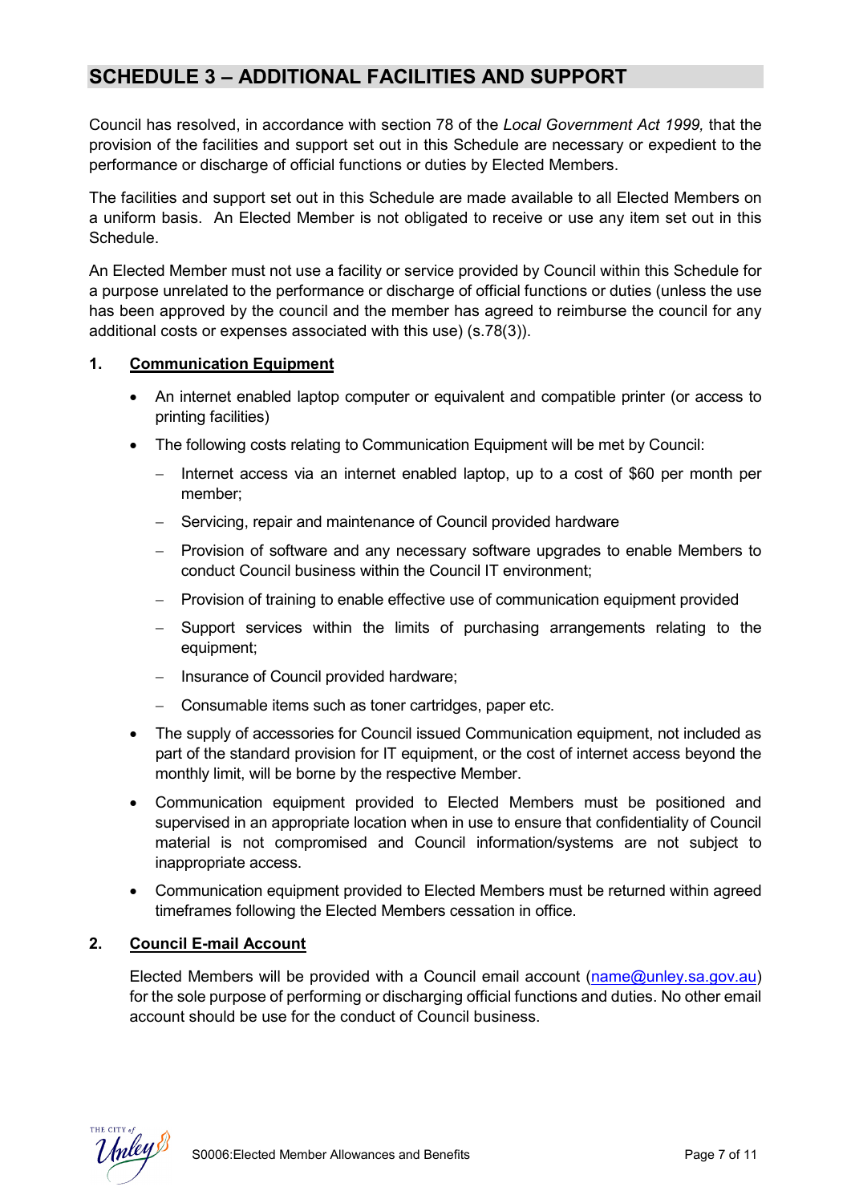## SCHEDULE 3 – ADDITIONAL FACILITIES AND SUPPORT

Council has resolved, in accordance with section 78 of the *Local Government Act 1999,* that the provision of the facilities and support set out in this Schedule are necessary or expedient to the performance or discharge of official functions or duties by Elected Members.

The facilities and support set out in this Schedule are made available to all Elected Members on a uniform basis. An Elected Member is not obligated to receive or use any item set out in this Schedule.

An Elected Member must not use a facility or service provided by Council within this Schedule for a purpose unrelated to the performance or discharge of official functions or duties (unless the use has been approved by the council and the member has agreed to reimburse the council for any additional costs or expenses associated with this use) (s.78(3)).

### 1. Communication Equipment

- An internet enabled laptop computer or equivalent and compatible printer (or access to printing facilities)
- The following costs relating to Communication Equipment will be met by Council:
  - Internet access via an internet enabled laptop, up to a cost of $60 per month per member;
  - Servicing, repair and maintenance of Council provided hardware
  - Provision of software and any necessary software upgrades to enable Members to conduct Council business within the Council IT environment;
  - Provision of training to enable effective use of communication equipment provided
  - Support services within the limits of purchasing arrangements relating to the equipment;
  - Insurance of Council provided hardware;
  - Consumable items such as toner cartridges, paper etc.
- The supply of accessories for Council issued Communication equipment, not included as part of the standard provision for IT equipment, or the cost of internet access beyond the monthly limit, will be borne by the respective Member.
- Communication equipment provided to Elected Members must be positioned and supervised in an appropriate location when in use to ensure that confidentiality of Council material is not compromised and Council information/systems are not subject to inappropriate access.
- Communication equipment provided to Elected Members must be returned within agreed timeframes following the Elected Members cessation in office.

### 2. Council E-mail Account

Elected Members will be provided with a Council email account (name@unley.sa.gov.au) for the sole purpose of performing or discharging official functions and duties. No other email account should be use for the conduct of Council business.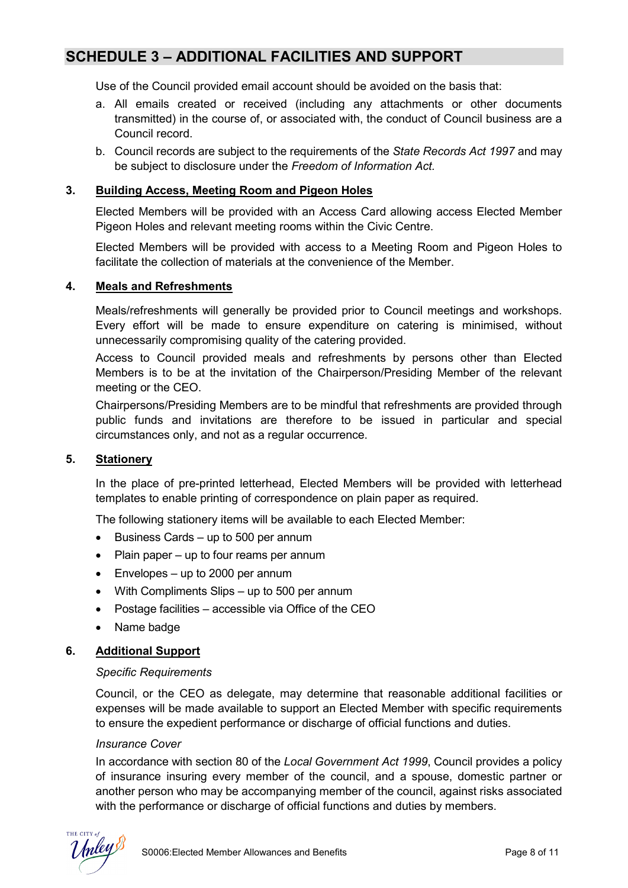## SCHEDULE 3 – ADDITIONAL FACILITIES AND SUPPORT

Use of the Council provided email account should be avoided on the basis that:

a. All emails created or received (including any attachments or other documents transmitted) in the course of, or associated with, the conduct of Council business are a Council record.
b. Council records are subject to the requirements of the *State Records Act 1997* and may be subject to disclosure under the *Freedom of Information Act.*

### 3. Building Access, Meeting Room and Pigeon Holes

Elected Members will be provided with an Access Card allowing access Elected Member Pigeon Holes and relevant meeting rooms within the Civic Centre.

Elected Members will be provided with access to a Meeting Room and Pigeon Holes to facilitate the collection of materials at the convenience of the Member.

### 4. Meals and Refreshments

Meals/refreshments will generally be provided prior to Council meetings and workshops. Every effort will be made to ensure expenditure on catering is minimised, without unnecessarily compromising quality of the catering provided.

Access to Council provided meals and refreshments by persons other than Elected Members is to be at the invitation of the Chairperson/Presiding Member of the relevant meeting or the CEO.

Chairpersons/Presiding Members are to be mindful that refreshments are provided through public funds and invitations are therefore to be issued in particular and special circumstances only, and not as a regular occurrence.

### 5. Stationery

In the place of pre-printed letterhead, Elected Members will be provided with letterhead templates to enable printing of correspondence on plain paper as required.

The following stationery items will be available to each Elected Member:

- Business Cards – up to 500 per annum
- Plain paper – up to four reams per annum
- Envelopes – up to 2000 per annum
- With Compliments Slips – up to 500 per annum
- Postage facilities – accessible via Office of the CEO
- Name badge

### 6. Additional Support

*Specific Requirements*

Council, or the CEO as delegate, may determine that reasonable additional facilities or expenses will be made available to support an Elected Member with specific requirements to ensure the expedient performance or discharge of official functions and duties.

*Insurance Cover*

In accordance with section 80 of the *Local Government Act 1999*, Council provides a policy of insurance insuring every member of the council, and a spouse, domestic partner or another person who may be accompanying member of the council, against risks associated with the performance or discharge of official functions and duties by members.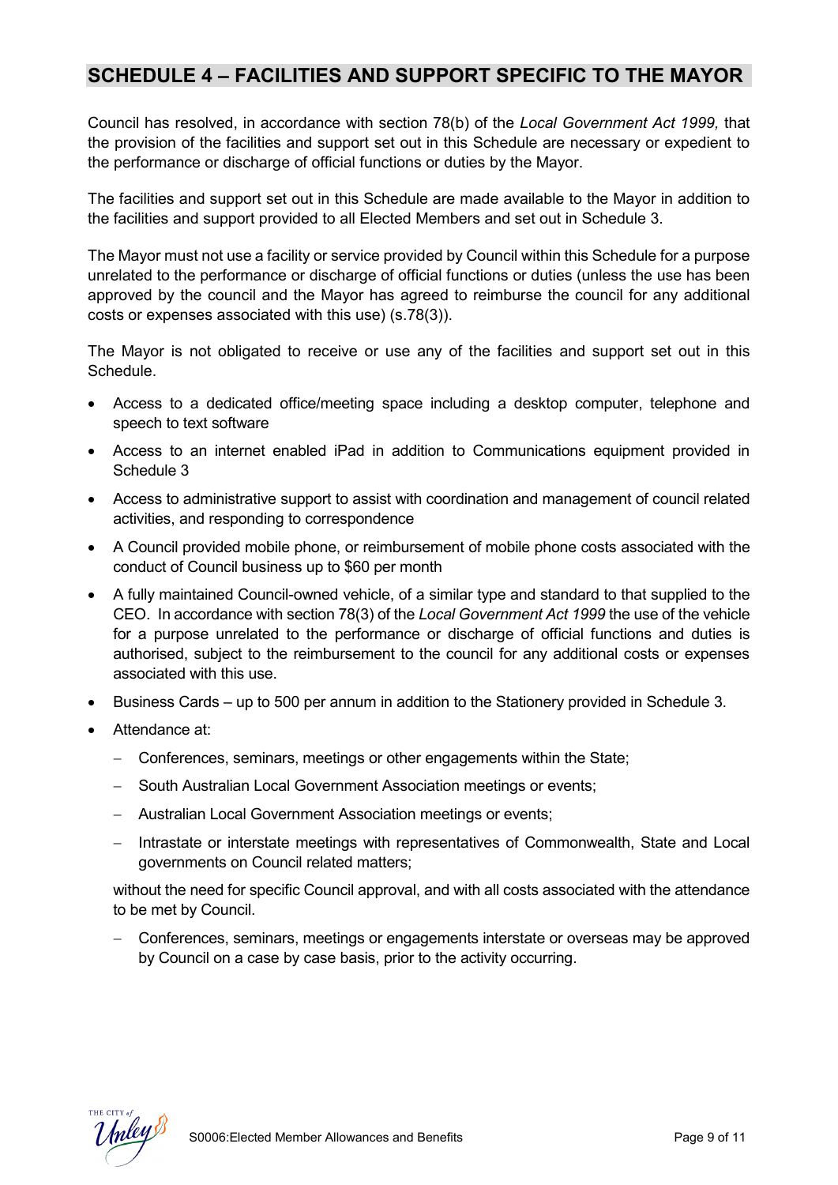## SCHEDULE 4 – FACILITIES AND SUPPORT SPECIFIC TO THE MAYOR

Council has resolved, in accordance with section 78(b) of the *Local Government Act 1999,* that the provision of the facilities and support set out in this Schedule are necessary or expedient to the performance or discharge of official functions or duties by the Mayor.

The facilities and support set out in this Schedule are made available to the Mayor in addition to the facilities and support provided to all Elected Members and set out in Schedule 3.

The Mayor must not use a facility or service provided by Council within this Schedule for a purpose unrelated to the performance or discharge of official functions or duties (unless the use has been approved by the council and the Mayor has agreed to reimburse the council for any additional costs or expenses associated with this use) (s.78(3)).

The Mayor is not obligated to receive or use any of the facilities and support set out in this Schedule.

- Access to a dedicated office/meeting space including a desktop computer, telephone and speech to text software
- Access to an internet enabled iPad in addition to Communications equipment provided in Schedule 3
- Access to administrative support to assist with coordination and management of council related activities, and responding to correspondence
- A Council provided mobile phone, or reimbursement of mobile phone costs associated with the conduct of Council business up to $60 per month
- A fully maintained Council-owned vehicle, of a similar type and standard to that supplied to the CEO. In accordance with section 78(3) of the *Local Government Act 1999* the use of the vehicle for a purpose unrelated to the performance or discharge of official functions and duties is authorised, subject to the reimbursement to the council for any additional costs or expenses associated with this use.
- Business Cards – up to 500 per annum in addition to the Stationery provided in Schedule 3.
- Attendance at:
  - Conferences, seminars, meetings or other engagements within the State;
  - South Australian Local Government Association meetings or events;
  - Australian Local Government Association meetings or events;
  - Intrastate or interstate meetings with representatives of Commonwealth, State and Local governments on Council related matters;

  without the need for specific Council approval, and with all costs associated with the attendance to be met by Council.

  - Conferences, seminars, meetings or engagements interstate or overseas may be approved by Council on a case by case basis, prior to the activity occurring.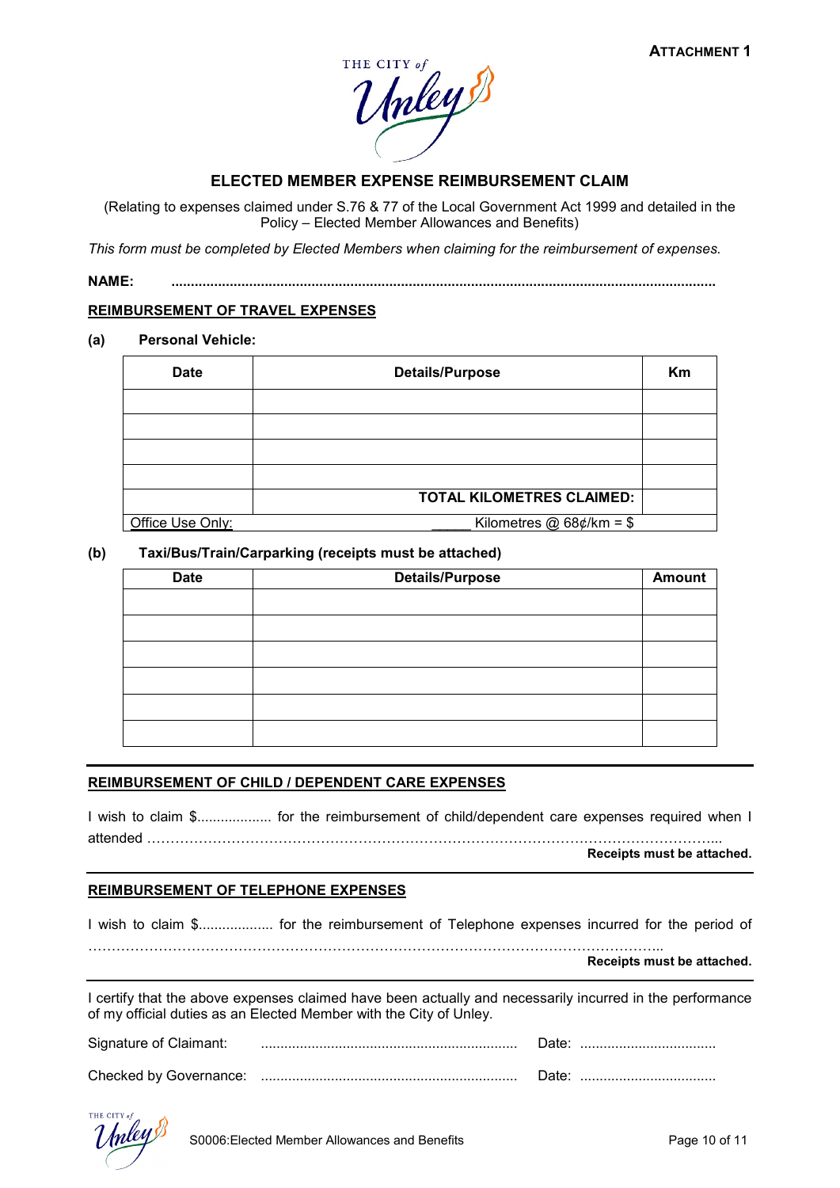**ATTACHMENT 1**

THE CITY of Unley

# ELECTED MEMBER EXPENSE REIMBURSEMENT CLAIM

(Relating to expenses claimed under S.76 & 77 of the Local Government Act 1999 and detailed in the Policy – Elected Member Allowances and Benefits)

*This form must be completed by Elected Members when claiming for the reimbursement of expenses.*

**NAME:** ..........................................................................................................................................

## REIMBURSEMENT OF TRAVEL EXPENSES

**(a) Personal Vehicle:**

| Date | Details/Purpose | Km |
|---|---|---|
| | | |
| | | |
| | | |
| | | |
| | **TOTAL KILOMETRES CLAIMED:** | |
| Office Use Only: | _____ Kilometres @ 68¢/km = $ | |

**(b) Taxi/Bus/Train/Carparking (receipts must be attached)**

| Date | Details/Purpose | Amount |
|---|---|---|
| | | |
| | | |
| | | |
| | | |
| | | |
| | | |

## REIMBURSEMENT OF CHILD / DEPENDENT CARE EXPENSES

I wish to claim $................... for the reimbursement of child/dependent care expenses required when I attended ………………………………………………………………………………………………………...

**Receipts must be attached.**

## REIMBURSEMENT OF TELEPHONE EXPENSES

I wish to claim $................... for the reimbursement of Telephone expenses incurred for the period of ……………………………………………………………………………………………………………...

**Receipts must be attached.**

I certify that the above expenses claimed have been actually and necessarily incurred in the performance of my official duties as an Elected Member with the City of Unley.

Signature of Claimant: ................................................................. Date: ...................................

Checked by Governance: ................................................................. Date: ...................................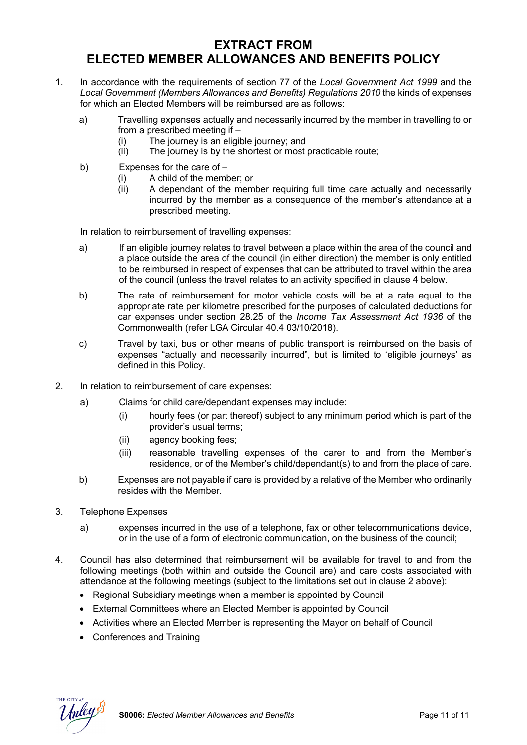# EXTRACT FROM ELECTED MEMBER ALLOWANCES AND BENEFITS POLICY

1. In accordance with the requirements of section 77 of the *Local Government Act 1999* and the *Local Government (Members Allowances and Benefits) Regulations 2010* the kinds of expenses for which an Elected Members will be reimbursed are as follows:

   a) Travelling expenses actually and necessarily incurred by the member in travelling to or from a prescribed meeting if –
      (i) The journey is an eligible journey; and
      (ii) The journey is by the shortest or most practicable route;

   b) Expenses for the care of –
      (i) A child of the member; or
      (ii) A dependant of the member requiring full time care actually and necessarily incurred by the member as a consequence of the member's attendance at a prescribed meeting.

   In relation to reimbursement of travelling expenses:

   a) If an eligible journey relates to travel between a place within the area of the council and a place outside the area of the council (in either direction) the member is only entitled to be reimbursed in respect of expenses that can be attributed to travel within the area of the council (unless the travel relates to an activity specified in clause 4 below.

   b) The rate of reimbursement for motor vehicle costs will be at a rate equal to the appropriate rate per kilometre prescribed for the purposes of calculated deductions for car expenses under section 28.25 of the *Income Tax Assessment Act 1936* of the Commonwealth (refer LGA Circular 40.4 03/10/2018).

   c) Travel by taxi, bus or other means of public transport is reimbursed on the basis of expenses "actually and necessarily incurred", but is limited to 'eligible journeys' as defined in this Policy.

2. In relation to reimbursement of care expenses:

   a) Claims for child care/dependant expenses may include:
      (i) hourly fees (or part thereof) subject to any minimum period which is part of the provider's usual terms;
      (ii) agency booking fees;
      (iii) reasonable travelling expenses of the carer to and from the Member's residence, or of the Member's child/dependant(s) to and from the place of care.

   b) Expenses are not payable if care is provided by a relative of the Member who ordinarily resides with the Member.

3. Telephone Expenses

   a) expenses incurred in the use of a telephone, fax or other telecommunications device, or in the use of a form of electronic communication, on the business of the council;

4. Council has also determined that reimbursement will be available for travel to and from the following meetings (both within and outside the Council are) and care costs associated with attendance at the following meetings (subject to the limitations set out in clause 2 above):

   - Regional Subsidiary meetings when a member is appointed by Council
   - External Committees where an Elected Member is appointed by Council
   - Activities where an Elected Member is representing the Mayor on behalf of Council
   - Conferences and Training